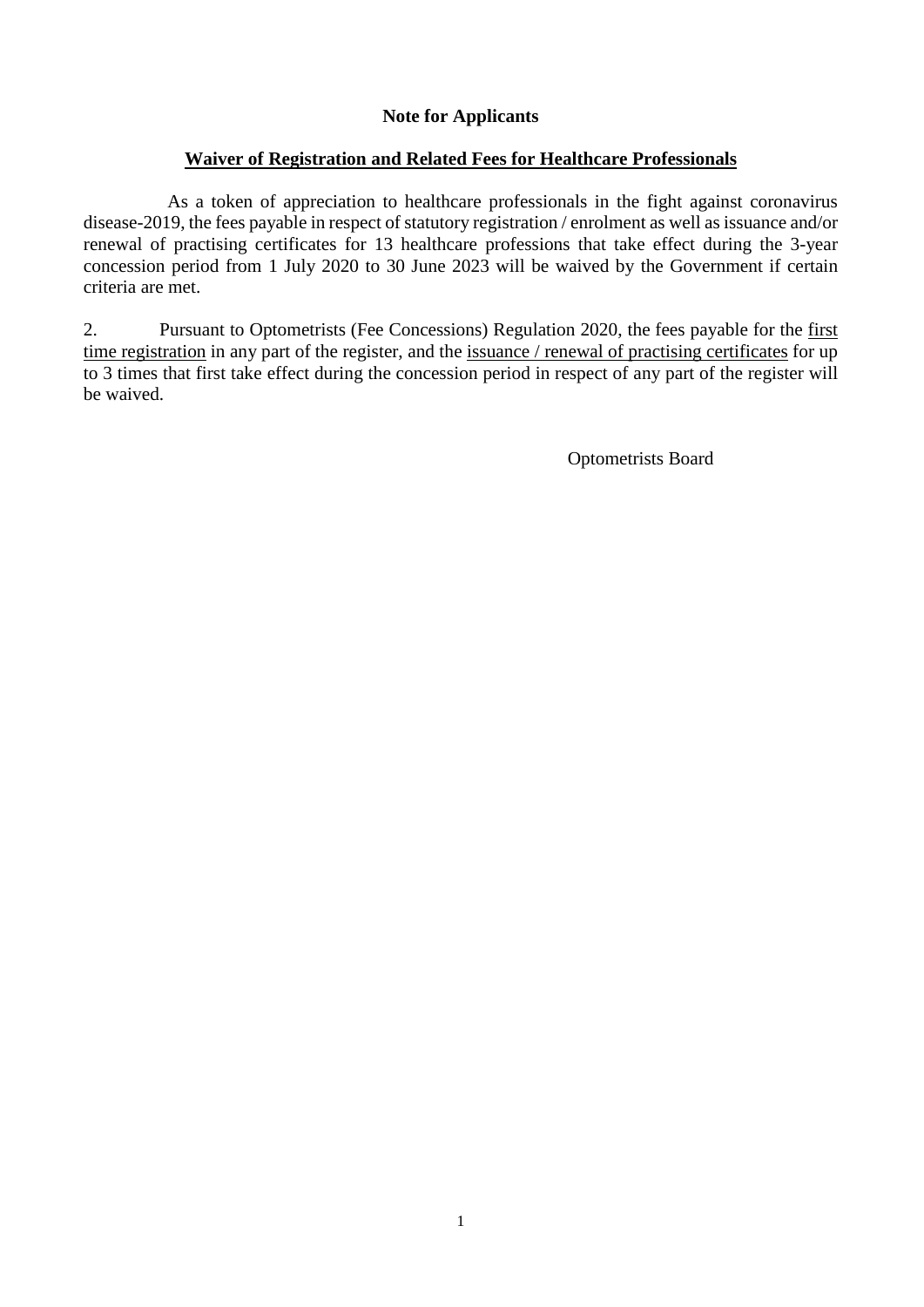**Note for Applicants**

**<u>Waiver of Registration and Related Fees for Healthcare Professionals</u>**

As a token of appreciation to healthcare professionals in the fight against coronavirus disease-2019, the fees payable in respect of statutory registration / enrolment as well as issuance and/or renewal of practising certificates for 13 healthcare professions that take effect during the 3-year concession period from 1 July 2020 to 30 June 2023 will be waived by the Government if certain criteria are met.

2. Pursuant to Optometrists (Fee Concessions) Regulation 2020, the fees payable for the <u>first time registration</u> in any part of the register, and the <u>issuance / renewal of practising certificates</u> for up to 3 times that first take effect during the concession period in respect of any part of the register will be waived.

Optometrists Board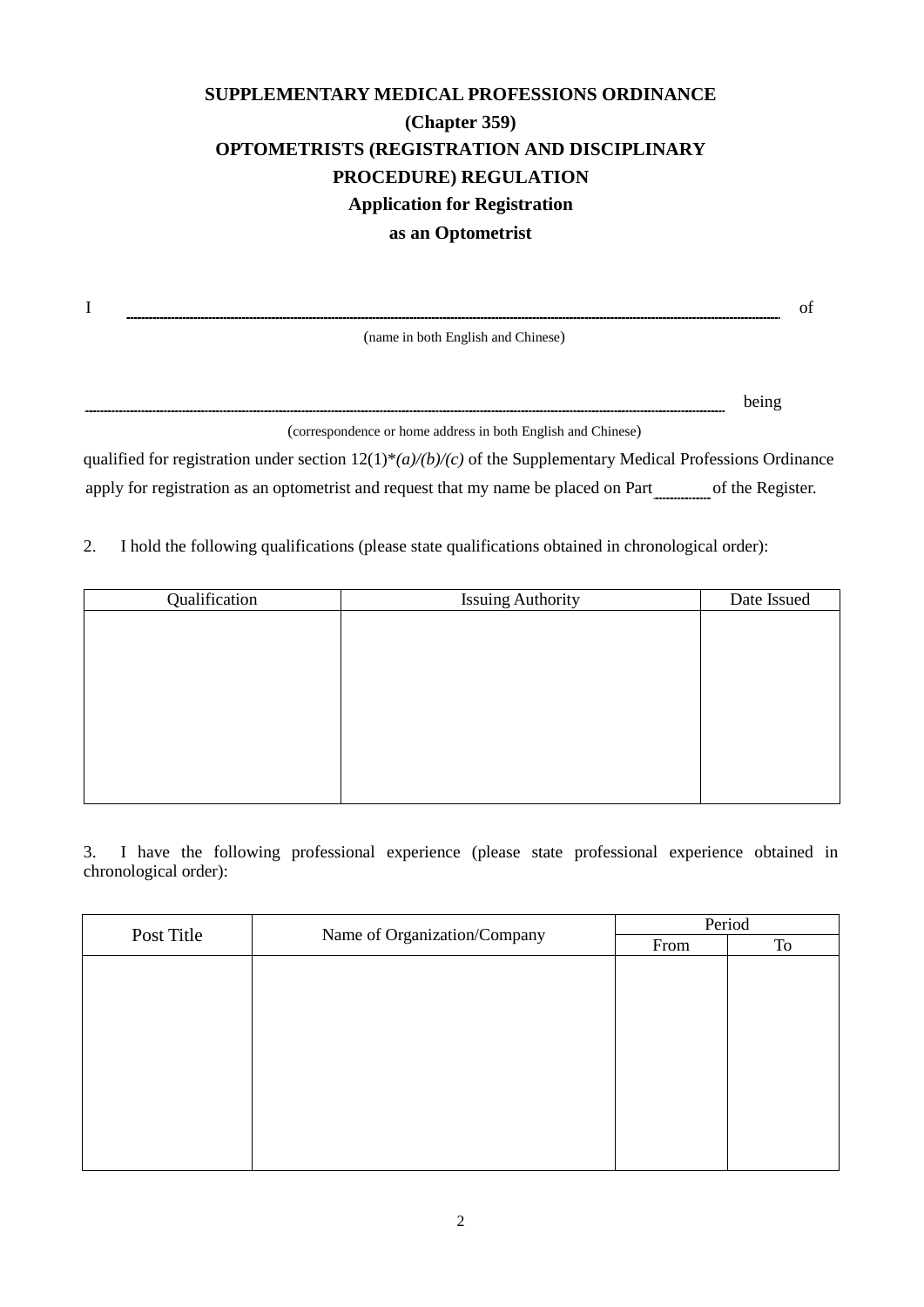# SUPPLEMENTARY MEDICAL PROFESSIONS ORDINANCE
# (Chapter 359)
# OPTOMETRISTS (REGISTRATION AND DISCIPLINARY PROCEDURE) REGULATION
## Application for Registration as an Optometrist

I ______________________________________________ of
(name in both English and Chinese)

______________________________________________ being
(correspondence or home address in both English and Chinese)

qualified for registration under section 12(1)*(a)/(b)/(c)* of the Supplementary Medical Professions Ordinance apply for registration as an optometrist and request that my name be placed on Part ______ of the Register.

2. I hold the following qualifications (please state qualifications obtained in chronological order):

| Qualification | Issuing Authority | Date Issued |
|---|---|---|
| | | |

3. I have the following professional experience (please state professional experience obtained in chronological order):

| Post Title | Name of Organization/Company | Period | |
|---|---|---|---|
| | | From | To |
| | | | |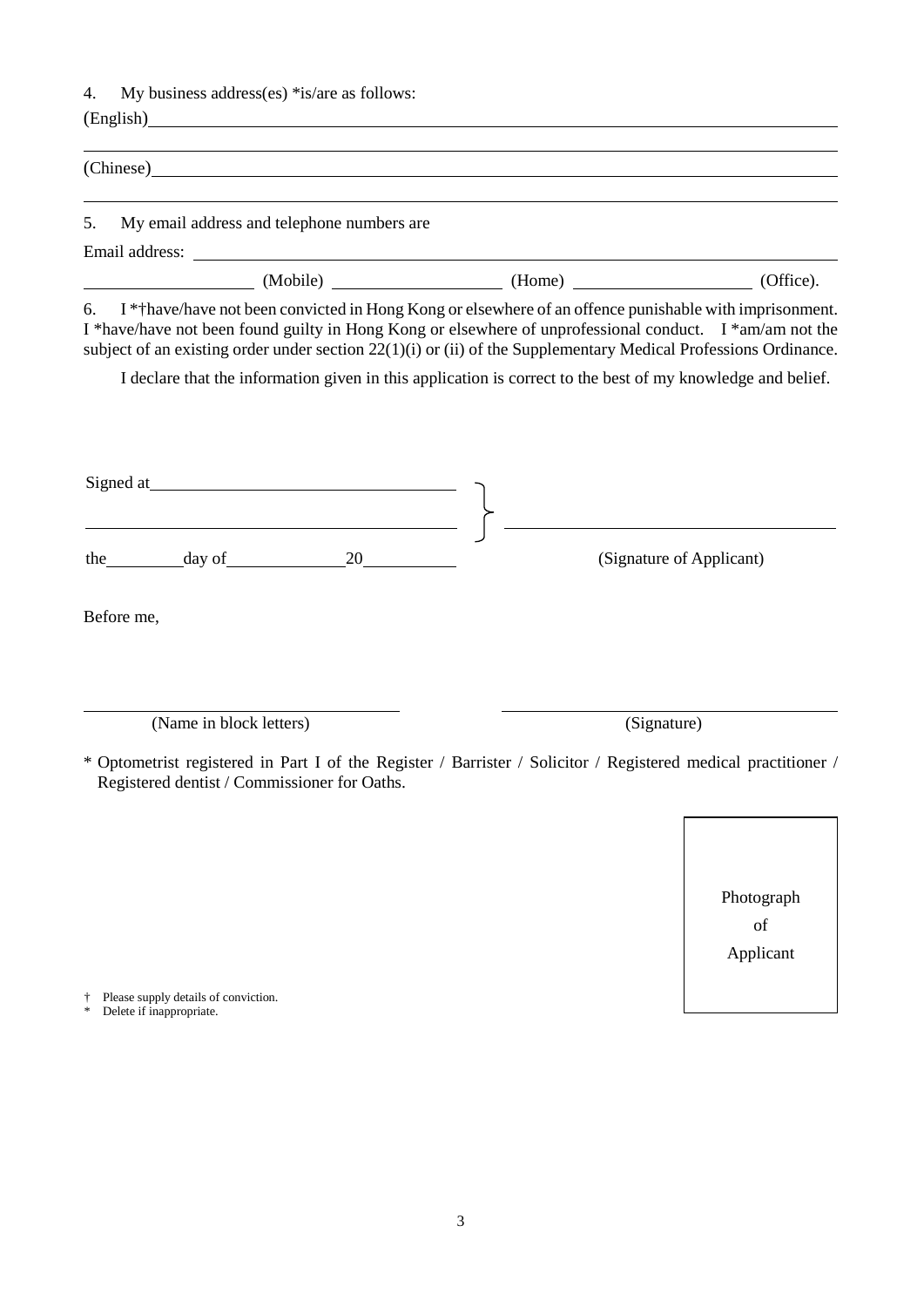4. My business address(es) *is/are as follows:

(English)______________________________________________________________________________

______________________________________________________________________________________

(Chinese)______________________________________________________________________________

______________________________________________________________________________________

5. My email address and telephone numbers are

Email address: ________________________________________________________________________

____________________ (Mobile) ____________________ (Home) ____________________ (Office).

6. I *†have/have not been convicted in Hong Kong or elsewhere of an offence punishable with imprisonment. I *have/have not been found guilty in Hong Kong or elsewhere of unprofessional conduct. I *am/am not the subject of an existing order under section 22(1)(i) or (ii) of the Supplementary Medical Professions Ordinance.

I declare that the information given in this application is correct to the best of my knowledge and belief.

Signed at ________________________________

__________________________________________ } ________________________________

the ________ day of ____________ 20 ________ (Signature of Applicant)

Before me,

________________________________ ________________________________

(Name in block letters) (Signature)

\* Optometrist registered in Part I of the Register / Barrister / Solicitor / Registered medical practitioner / Registered dentist / Commissioner for Oaths.

Photograph of Applicant

† Please supply details of conviction.

\* Delete if inappropriate.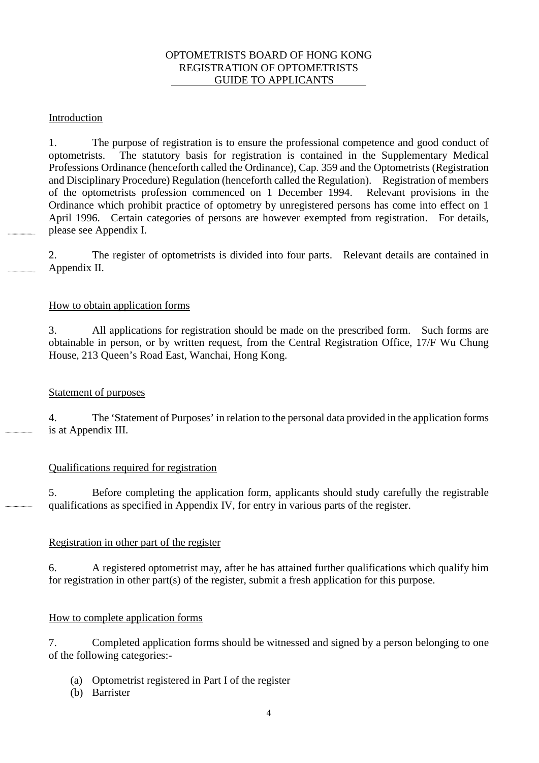# OPTOMETRISTS BOARD OF HONG KONG
# REGISTRATION OF OPTOMETRISTS
# GUIDE TO APPLICANTS

## Introduction

1. The purpose of registration is to ensure the professional competence and good conduct of optometrists. The statutory basis for registration is contained in the Supplementary Medical Professions Ordinance (henceforth called the Ordinance), Cap. 359 and the Optometrists (Registration and Disciplinary Procedure) Regulation (henceforth called the Regulation). Registration of members of the optometrists profession commenced on 1 December 1994. Relevant provisions in the Ordinance which prohibit practice of optometry by unregistered persons has come into effect on 1 April 1996. Certain categories of persons are however exempted from registration. For details, please see Appendix I.

2. The register of optometrists is divided into four parts. Relevant details are contained in Appendix II.

## How to obtain application forms

3. All applications for registration should be made on the prescribed form. Such forms are obtainable in person, or by written request, from the Central Registration Office, 17/F Wu Chung House, 213 Queen's Road East, Wanchai, Hong Kong.

## Statement of purposes

4. The 'Statement of Purposes' in relation to the personal data provided in the application forms is at Appendix III.

## Qualifications required for registration

5. Before completing the application form, applicants should study carefully the registrable qualifications as specified in Appendix IV, for entry in various parts of the register.

## Registration in other part of the register

6. A registered optometrist may, after he has attained further qualifications which qualify him for registration in other part(s) of the register, submit a fresh application for this purpose.

## How to complete application forms

7. Completed application forms should be witnessed and signed by a person belonging to one of the following categories:-

(a) Optometrist registered in Part I of the register
(b) Barrister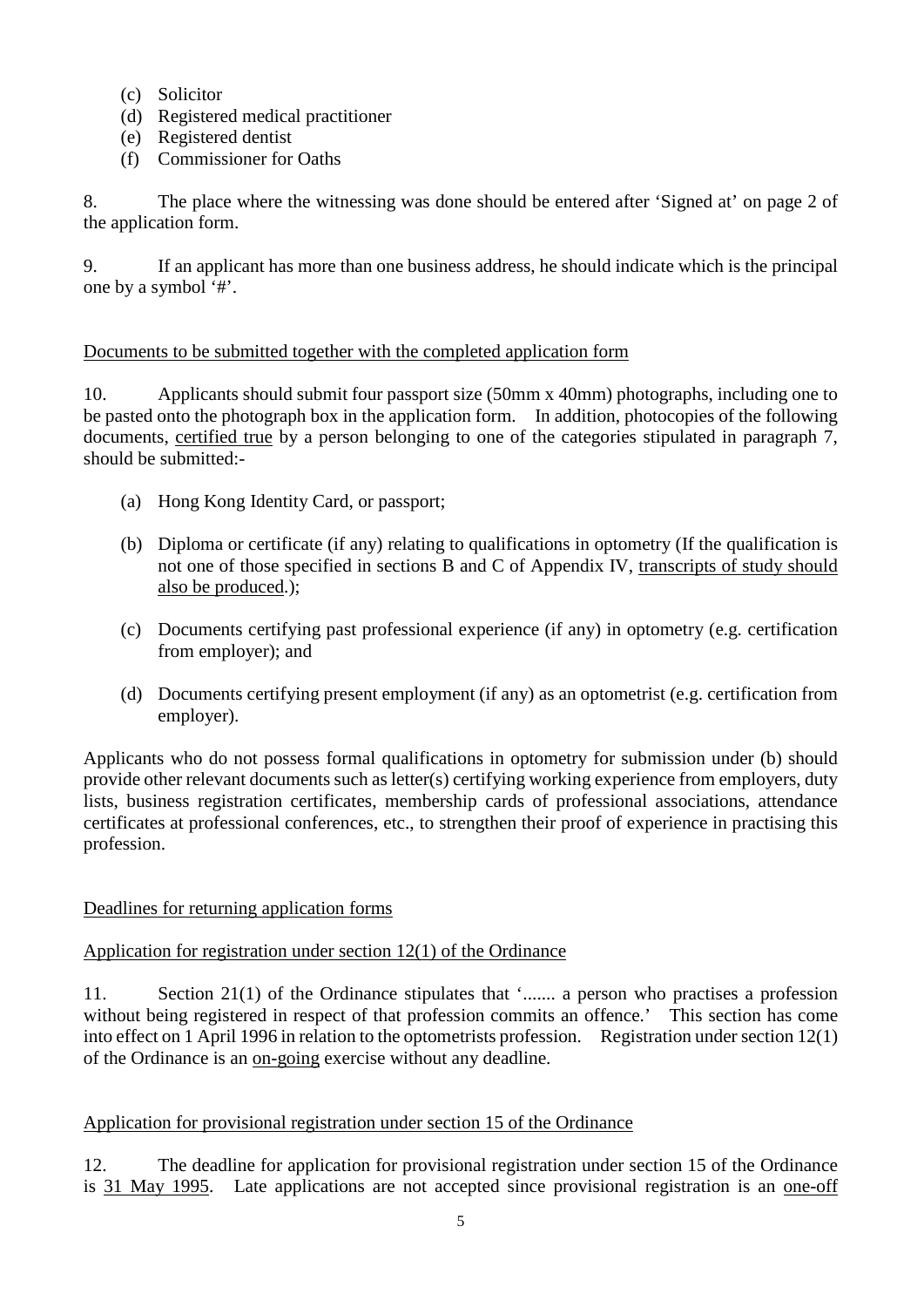(c) Solicitor
(d) Registered medical practitioner
(e) Registered dentist
(f) Commissioner for Oaths

8. The place where the witnessing was done should be entered after 'Signed at' on page 2 of the application form.

9. If an applicant has more than one business address, he should indicate which is the principal one by a symbol '#'.

Documents to be submitted together with the completed application form

10. Applicants should submit four passport size (50mm x 40mm) photographs, including one to be pasted onto the photograph box in the application form. In addition, photocopies of the following documents, certified true by a person belonging to one of the categories stipulated in paragraph 7, should be submitted:-

(a) Hong Kong Identity Card, or passport;

(b) Diploma or certificate (if any) relating to qualifications in optometry (If the qualification is not one of those specified in sections B and C of Appendix IV, transcripts of study should also be produced.);

(c) Documents certifying past professional experience (if any) in optometry (e.g. certification from employer); and

(d) Documents certifying present employment (if any) as an optometrist (e.g. certification from employer).

Applicants who do not possess formal qualifications in optometry for submission under (b) should provide other relevant documents such as letter(s) certifying working experience from employers, duty lists, business registration certificates, membership cards of professional associations, attendance certificates at professional conferences, etc., to strengthen their proof of experience in practising this profession.

Deadlines for returning application forms

Application for registration under section 12(1) of the Ordinance

11. Section 21(1) of the Ordinance stipulates that '....... a person who practises a profession without being registered in respect of that profession commits an offence.' This section has come into effect on 1 April 1996 in relation to the optometrists profession. Registration under section 12(1) of the Ordinance is an on-going exercise without any deadline.

Application for provisional registration under section 15 of the Ordinance

12. The deadline for application for provisional registration under section 15 of the Ordinance is 31 May 1995. Late applications are not accepted since provisional registration is an one-off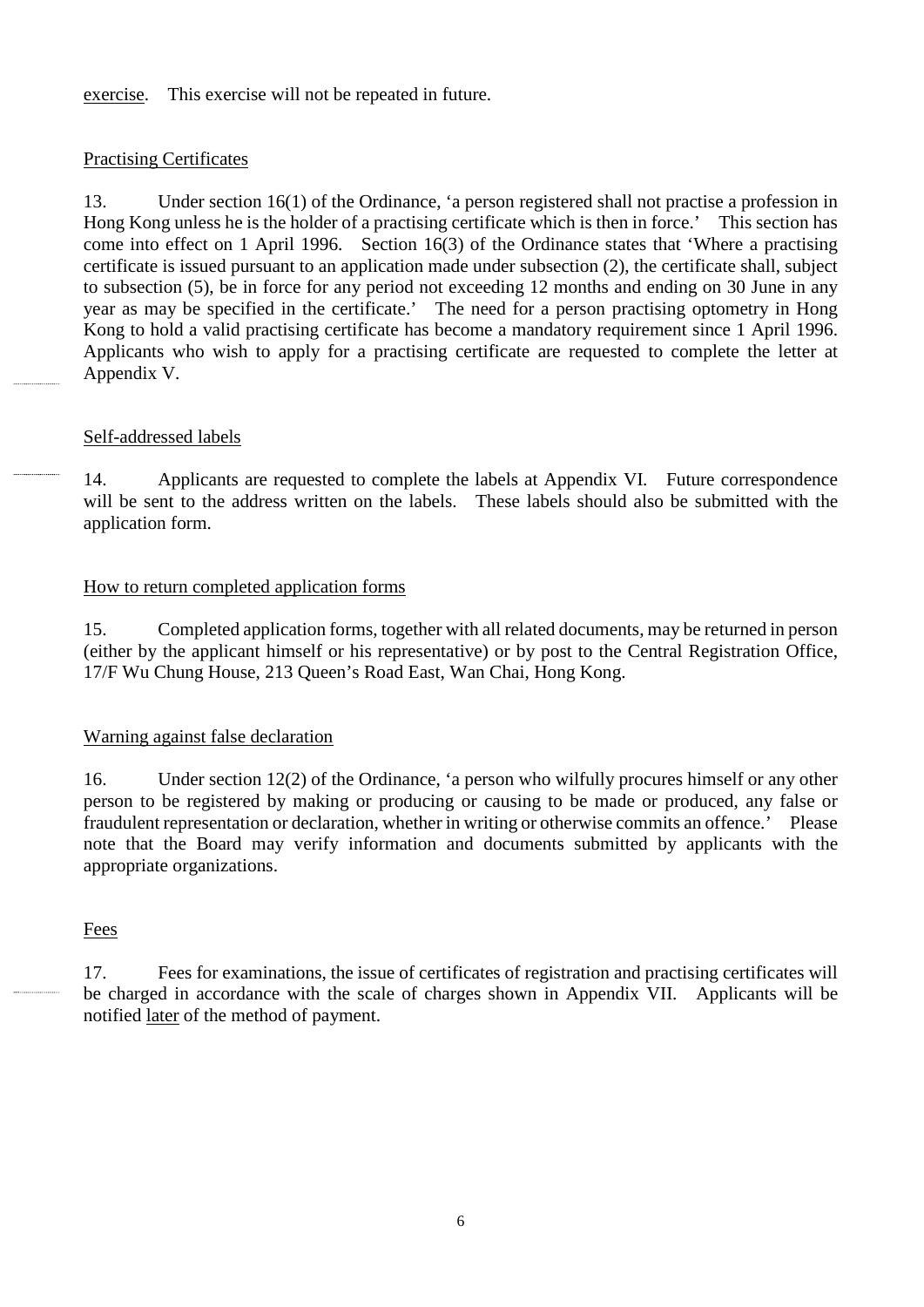exercise. This exercise will not be repeated in future.

<u>Practising Certificates</u>

13. Under section 16(1) of the Ordinance, 'a person registered shall not practise a profession in Hong Kong unless he is the holder of a practising certificate which is then in force.' This section has come into effect on 1 April 1996. Section 16(3) of the Ordinance states that 'Where a practising certificate is issued pursuant to an application made under subsection (2), the certificate shall, subject to subsection (5), be in force for any period not exceeding 12 months and ending on 30 June in any year as may be specified in the certificate.' The need for a person practising optometry in Hong Kong to hold a valid practising certificate has become a mandatory requirement since 1 April 1996. Applicants who wish to apply for a practising certificate are requested to complete the letter at Appendix V.

<u>Self-addressed labels</u>

14. Applicants are requested to complete the labels at Appendix VI. Future correspondence will be sent to the address written on the labels. These labels should also be submitted with the application form.

<u>How to return completed application forms</u>

15. Completed application forms, together with all related documents, may be returned in person (either by the applicant himself or his representative) or by post to the Central Registration Office, 17/F Wu Chung House, 213 Queen's Road East, Wan Chai, Hong Kong.

<u>Warning against false declaration</u>

16. Under section 12(2) of the Ordinance, 'a person who wilfully procures himself or any other person to be registered by making or producing or causing to be made or produced, any false or fraudulent representation or declaration, whether in writing or otherwise commits an offence.' Please note that the Board may verify information and documents submitted by applicants with the appropriate organizations.

<u>Fees</u>

17. Fees for examinations, the issue of certificates of registration and practising certificates will be charged in accordance with the scale of charges shown in Appendix VII. Applicants will be notified <u>later</u> of the method of payment.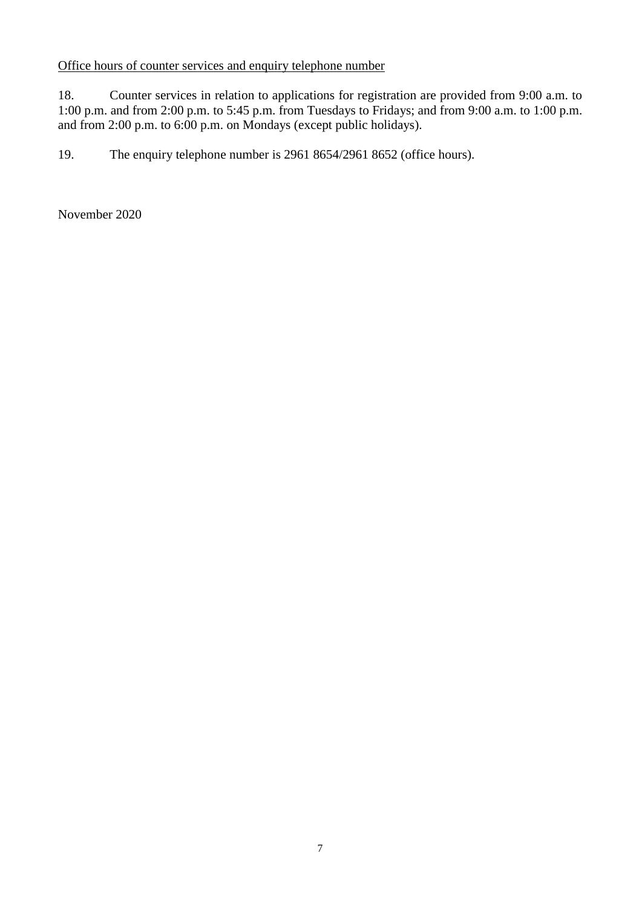<u>Office hours of counter services and enquiry telephone number</u>

18. Counter services in relation to applications for registration are provided from 9:00 a.m. to 1:00 p.m. and from 2:00 p.m. to 5:45 p.m. from Tuesdays to Fridays; and from 9:00 a.m. to 1:00 p.m. and from 2:00 p.m. to 6:00 p.m. on Mondays (except public holidays).

19. The enquiry telephone number is 2961 8654/2961 8652 (office hours).

November 2020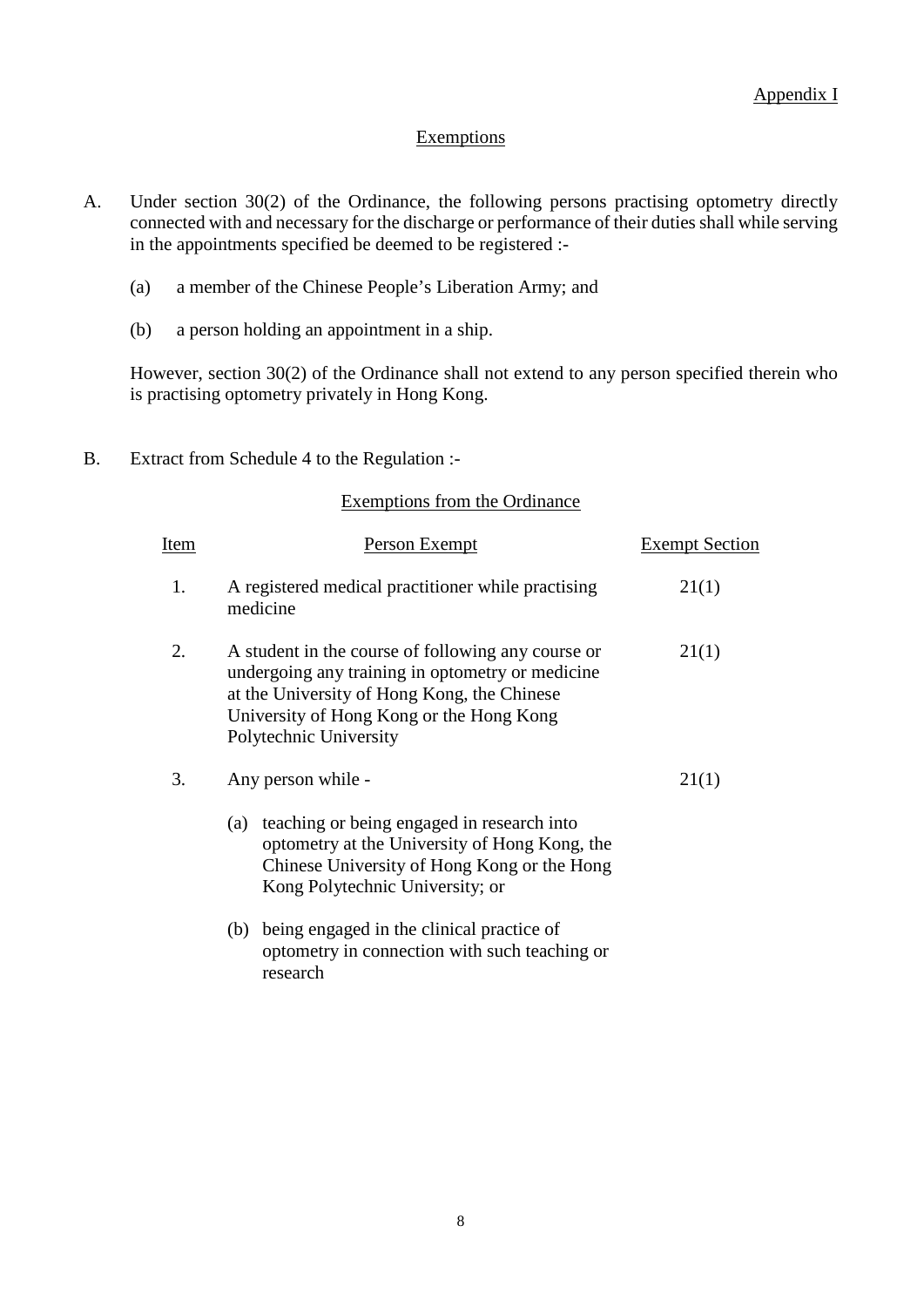Appendix I

## Exemptions

A. Under section 30(2) of the Ordinance, the following persons practising optometry directly connected with and necessary for the discharge or performance of their duties shall while serving in the appointments specified be deemed to be registered :-

   (a) a member of the Chinese People's Liberation Army; and

   (b) a person holding an appointment in a ship.

   However, section 30(2) of the Ordinance shall not extend to any person specified therein who is practising optometry privately in Hong Kong.

B. Extract from Schedule 4 to the Regulation :-

### Exemptions from the Ordinance

| Item | Person Exempt | Exempt Section |
|---|---|---|
| 1. | A registered medical practitioner while practising medicine | 21(1) |
| 2. | A student in the course of following any course or undergoing any training in optometry or medicine at the University of Hong Kong, the Chinese University of Hong Kong or the Hong Kong Polytechnic University | 21(1) |
| 3. | Any person while - (a) teaching or being engaged in research into optometry at the University of Hong Kong, the Chinese University of Hong Kong or the Hong Kong Polytechnic University; or (b) being engaged in the clinical practice of optometry in connection with such teaching or research | 21(1) |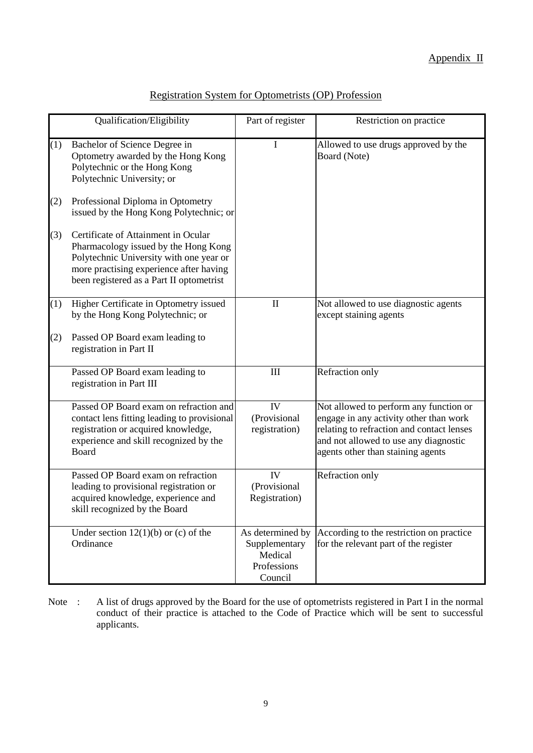Appendix II

## Registration System for Optometrists (OP) Profession

| Qualification/Eligibility | Part of register | Restriction on practice |
|---|---|---|
| (1) Bachelor of Science Degree in Optometry awarded by the Hong Kong Polytechnic or the Hong Kong Polytechnic University; or<br><br>(2) Professional Diploma in Optometry issued by the Hong Kong Polytechnic; or<br><br>(3) Certificate of Attainment in Ocular Pharmacology issued by the Hong Kong Polytechnic University with one year or more practising experience after having been registered as a Part II optometrist | I | Allowed to use drugs approved by the Board (Note) |
| (1) Higher Certificate in Optometry issued by the Hong Kong Polytechnic; or<br><br>(2) Passed OP Board exam leading to registration in Part II | II | Not allowed to use diagnostic agents except staining agents |
| Passed OP Board exam leading to registration in Part III | III | Refraction only |
| Passed OP Board exam on refraction and contact lens fitting leading to provisional registration or acquired knowledge, experience and skill recognized by the Board | IV (Provisional registration) | Not allowed to perform any function or engage in any activity other than work relating to refraction and contact lenses and not allowed to use any diagnostic agents other than staining agents |
| Passed OP Board exam on refraction leading to provisional registration or acquired knowledge, experience and skill recognized by the Board | IV (Provisional Registration) | Refraction only |
| Under section 12(1)(b) or (c) of the Ordinance | As determined by Supplementary Medical Professions Council | According to the restriction on practice for the relevant part of the register |

Note : A list of drugs approved by the Board for the use of optometrists registered in Part I in the normal conduct of their practice is attached to the Code of Practice which will be sent to successful applicants.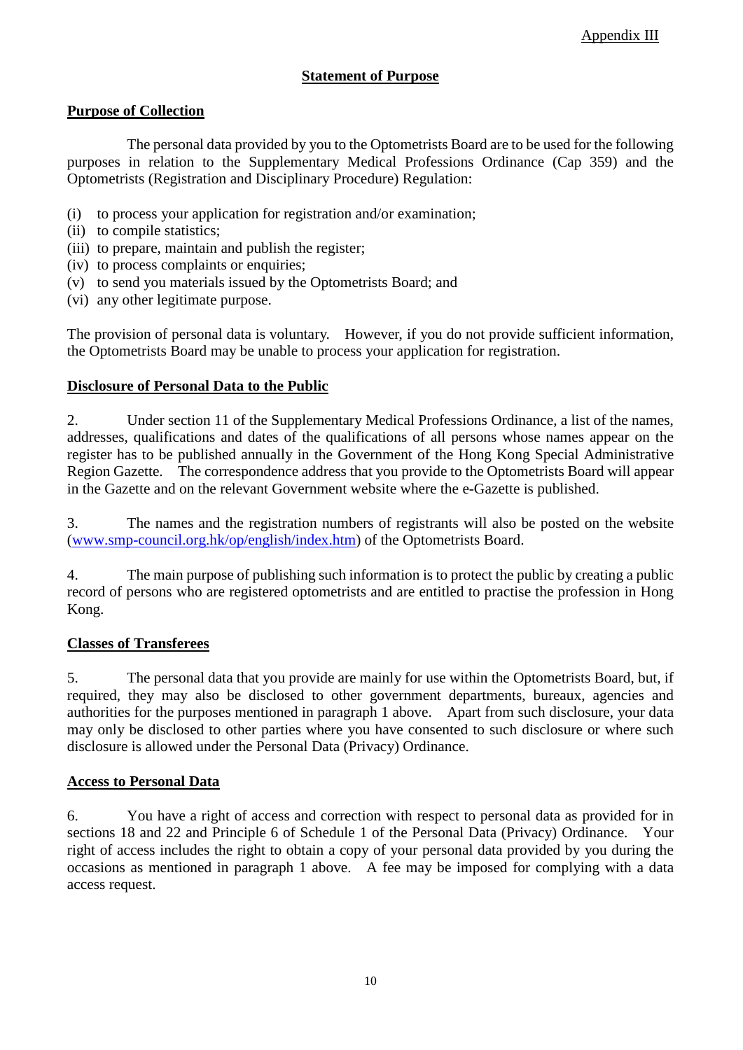Appendix III

## Statement of Purpose

### Purpose of Collection

The personal data provided by you to the Optometrists Board are to be used for the following purposes in relation to the Supplementary Medical Professions Ordinance (Cap 359) and the Optometrists (Registration and Disciplinary Procedure) Regulation:

(i) to process your application for registration and/or examination;
(ii) to compile statistics;
(iii) to prepare, maintain and publish the register;
(iv) to process complaints or enquiries;
(v) to send you materials issued by the Optometrists Board; and
(vi) any other legitimate purpose.

The provision of personal data is voluntary. However, if you do not provide sufficient information, the Optometrists Board may be unable to process your application for registration.

### Disclosure of Personal Data to the Public

2. Under section 11 of the Supplementary Medical Professions Ordinance, a list of the names, addresses, qualifications and dates of the qualifications of all persons whose names appear on the register has to be published annually in the Government of the Hong Kong Special Administrative Region Gazette. The correspondence address that you provide to the Optometrists Board will appear in the Gazette and on the relevant Government website where the e-Gazette is published.

3. The names and the registration numbers of registrants will also be posted on the website (www.smp-council.org.hk/op/english/index.htm) of the Optometrists Board.

4. The main purpose of publishing such information is to protect the public by creating a public record of persons who are registered optometrists and are entitled to practise the profession in Hong Kong.

### Classes of Transferees

5. The personal data that you provide are mainly for use within the Optometrists Board, but, if required, they may also be disclosed to other government departments, bureaux, agencies and authorities for the purposes mentioned in paragraph 1 above. Apart from such disclosure, your data may only be disclosed to other parties where you have consented to such disclosure or where such disclosure is allowed under the Personal Data (Privacy) Ordinance.

### Access to Personal Data

6. You have a right of access and correction with respect to personal data as provided for in sections 18 and 22 and Principle 6 of Schedule 1 of the Personal Data (Privacy) Ordinance. Your right of access includes the right to obtain a copy of your personal data provided by you during the occasions as mentioned in paragraph 1 above. A fee may be imposed for complying with a data access request.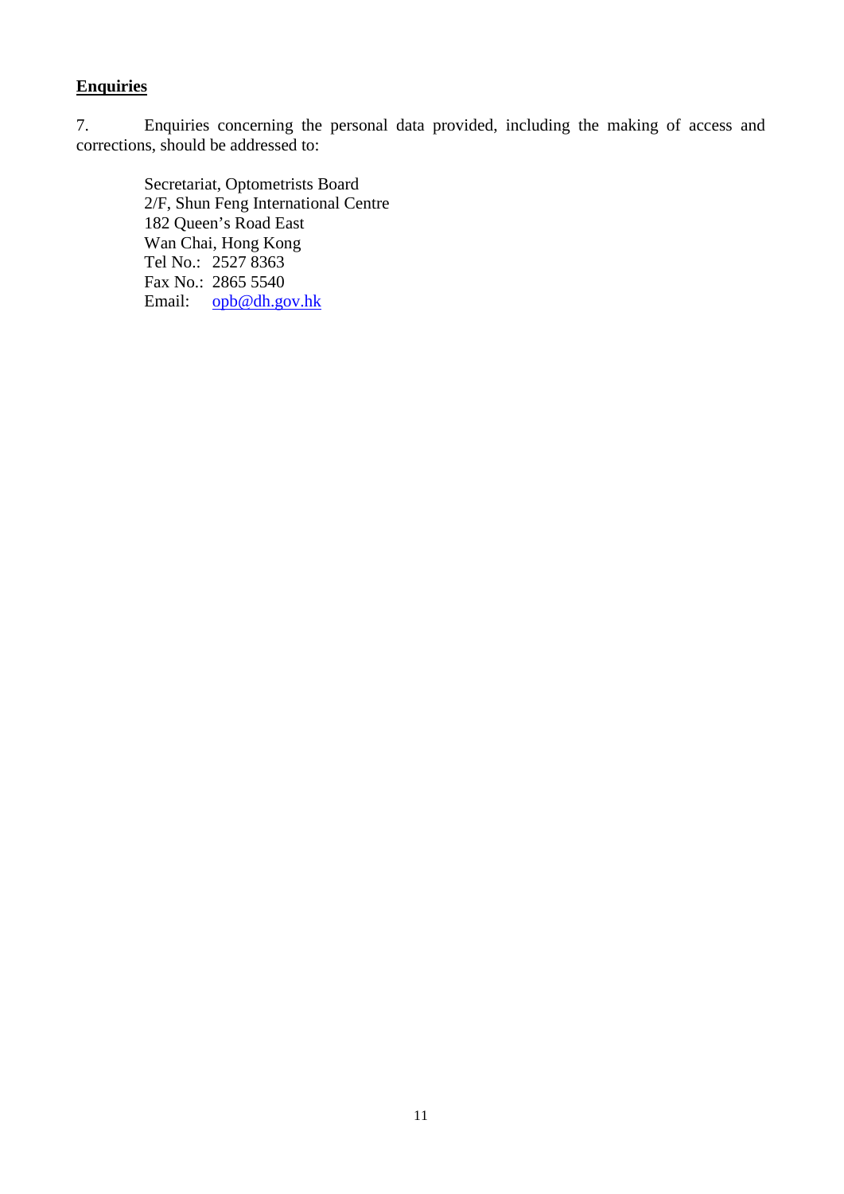**Enquiries**

7. Enquiries concerning the personal data provided, including the making of access and corrections, should be addressed to:

> Secretariat, Optometrists Board
> 2/F, Shun Feng International Centre
> 182 Queen's Road East
> Wan Chai, Hong Kong
> Tel No.: 2527 8363
> Fax No.: 2865 5540
> Email: opb@dh.gov.hk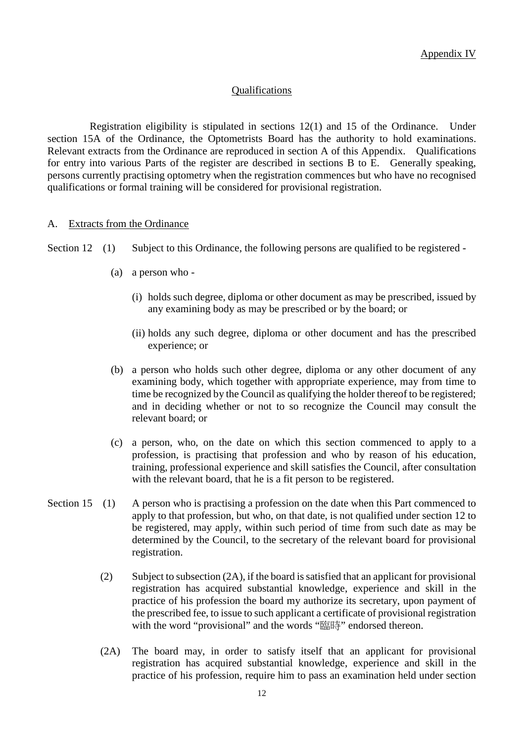Appendix IV

## Qualifications

Registration eligibility is stipulated in sections 12(1) and 15 of the Ordinance. Under section 15A of the Ordinance, the Optometrists Board has the authority to hold examinations. Relevant extracts from the Ordinance are reproduced in section A of this Appendix. Qualifications for entry into various Parts of the register are described in sections B to E. Generally speaking, persons currently practising optometry when the registration commences but who have no recognised qualifications or formal training will be considered for provisional registration.

### A. Extracts from the Ordinance

Section 12 (1) Subject to this Ordinance, the following persons are qualified to be registered -

(a) a person who -

(i) holds such degree, diploma or other document as may be prescribed, issued by any examining body as may be prescribed or by the board; or

(ii) holds any such degree, diploma or other document and has the prescribed experience; or

(b) a person who holds such other degree, diploma or any other document of any examining body, which together with appropriate experience, may from time to time be recognized by the Council as qualifying the holder thereof to be registered; and in deciding whether or not to so recognize the Council may consult the relevant board; or

(c) a person, who, on the date on which this section commenced to apply to a profession, is practising that profession and who by reason of his education, training, professional experience and skill satisfies the Council, after consultation with the relevant board, that he is a fit person to be registered.

Section 15 (1) A person who is practising a profession on the date when this Part commenced to apply to that profession, but who, on that date, is not qualified under section 12 to be registered, may apply, within such period of time from such date as may be determined by the Council, to the secretary of the relevant board for provisional registration.

(2) Subject to subsection (2A), if the board is satisfied that an applicant for provisional registration has acquired substantial knowledge, experience and skill in the practice of his profession the board my authorize its secretary, upon payment of the prescribed fee, to issue to such applicant a certificate of provisional registration with the word "provisional" and the words "臨時" endorsed thereon.

(2A) The board may, in order to satisfy itself that an applicant for provisional registration has acquired substantial knowledge, experience and skill in the practice of his profession, require him to pass an examination held under section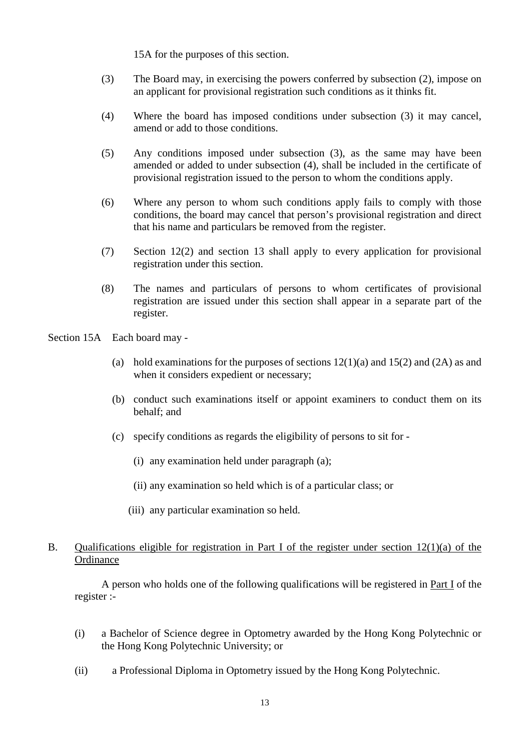15A for the purposes of this section.

(3) The Board may, in exercising the powers conferred by subsection (2), impose on an applicant for provisional registration such conditions as it thinks fit.

(4) Where the board has imposed conditions under subsection (3) it may cancel, amend or add to those conditions.

(5) Any conditions imposed under subsection (3), as the same may have been amended or added to under subsection (4), shall be included in the certificate of provisional registration issued to the person to whom the conditions apply.

(6) Where any person to whom such conditions apply fails to comply with those conditions, the board may cancel that person's provisional registration and direct that his name and particulars be removed from the register.

(7) Section 12(2) and section 13 shall apply to every application for provisional registration under this section.

(8) The names and particulars of persons to whom certificates of provisional registration are issued under this section shall appear in a separate part of the register.

Section 15A Each board may -

(a) hold examinations for the purposes of sections 12(1)(a) and 15(2) and (2A) as and when it considers expedient or necessary;

(b) conduct such examinations itself or appoint examiners to conduct them on its behalf; and

(c) specify conditions as regards the eligibility of persons to sit for -

(i) any examination held under paragraph (a);

(ii) any examination so held which is of a particular class; or

(iii) any particular examination so held.

B. Qualifications eligible for registration in Part I of the register under section 12(1)(a) of the Ordinance

A person who holds one of the following qualifications will be registered in Part I of the register :-

(i) a Bachelor of Science degree in Optometry awarded by the Hong Kong Polytechnic or the Hong Kong Polytechnic University; or

(ii) a Professional Diploma in Optometry issued by the Hong Kong Polytechnic.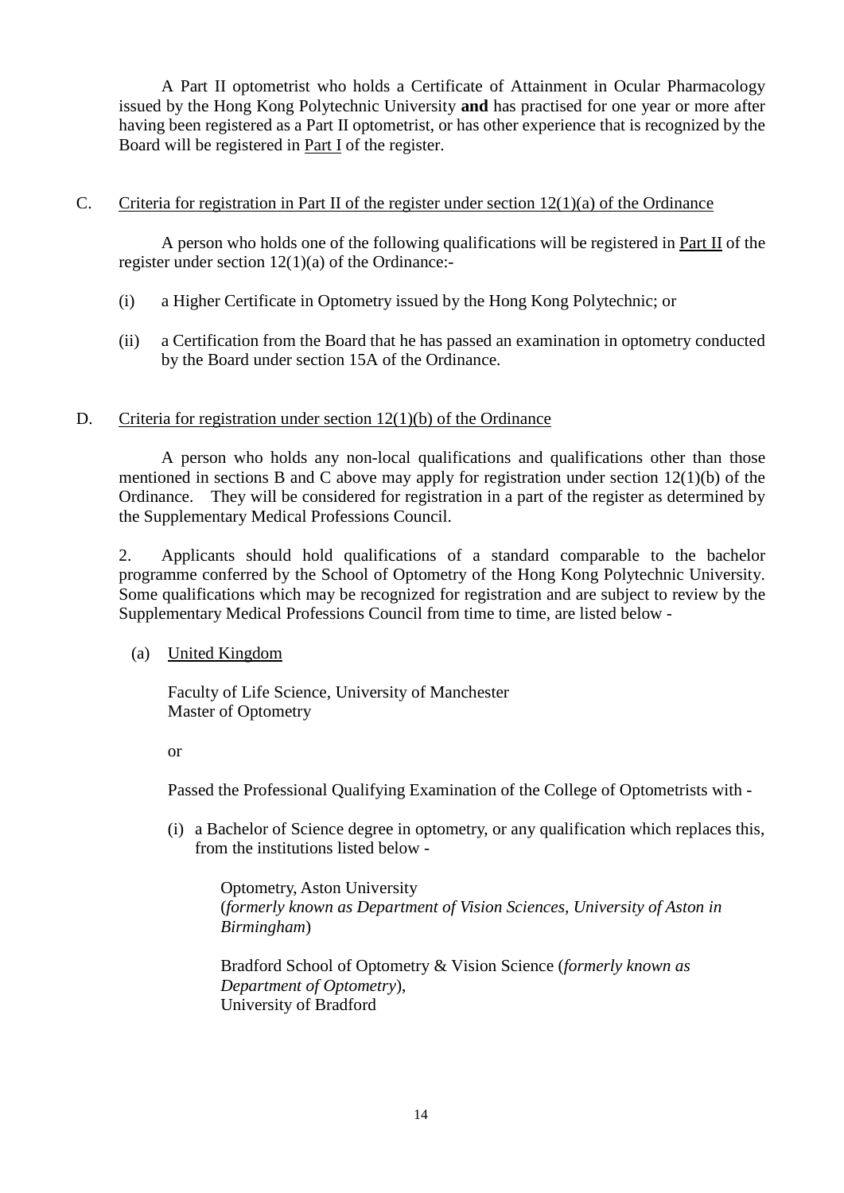A Part II optometrist who holds a Certificate of Attainment in Ocular Pharmacology issued by the Hong Kong Polytechnic University **and** has practised for one year or more after having been registered as a Part II optometrist, or has other experience that is recognized by the Board will be registered in Part I of the register.

C. Criteria for registration in Part II of the register under section 12(1)(a) of the Ordinance

A person who holds one of the following qualifications will be registered in Part II of the register under section 12(1)(a) of the Ordinance:-

(i) a Higher Certificate in Optometry issued by the Hong Kong Polytechnic; or

(ii) a Certification from the Board that he has passed an examination in optometry conducted by the Board under section 15A of the Ordinance.

D. Criteria for registration under section 12(1)(b) of the Ordinance

A person who holds any non-local qualifications and qualifications other than those mentioned in sections B and C above may apply for registration under section 12(1)(b) of the Ordinance. They will be considered for registration in a part of the register as determined by the Supplementary Medical Professions Council.

2. Applicants should hold qualifications of a standard comparable to the bachelor programme conferred by the School of Optometry of the Hong Kong Polytechnic University. Some qualifications which may be recognized for registration and are subject to review by the Supplementary Medical Professions Council from time to time, are listed below -

(a) United Kingdom

Faculty of Life Science, University of Manchester
Master of Optometry

or

Passed the Professional Qualifying Examination of the College of Optometrists with -

(i) a Bachelor of Science degree in optometry, or any qualification which replaces this, from the institutions listed below -

Optometry, Aston University
(*formerly known as Department of Vision Sciences, University of Aston in Birmingham*)

Bradford School of Optometry & Vision Science (*formerly known as Department of Optometry*),
University of Bradford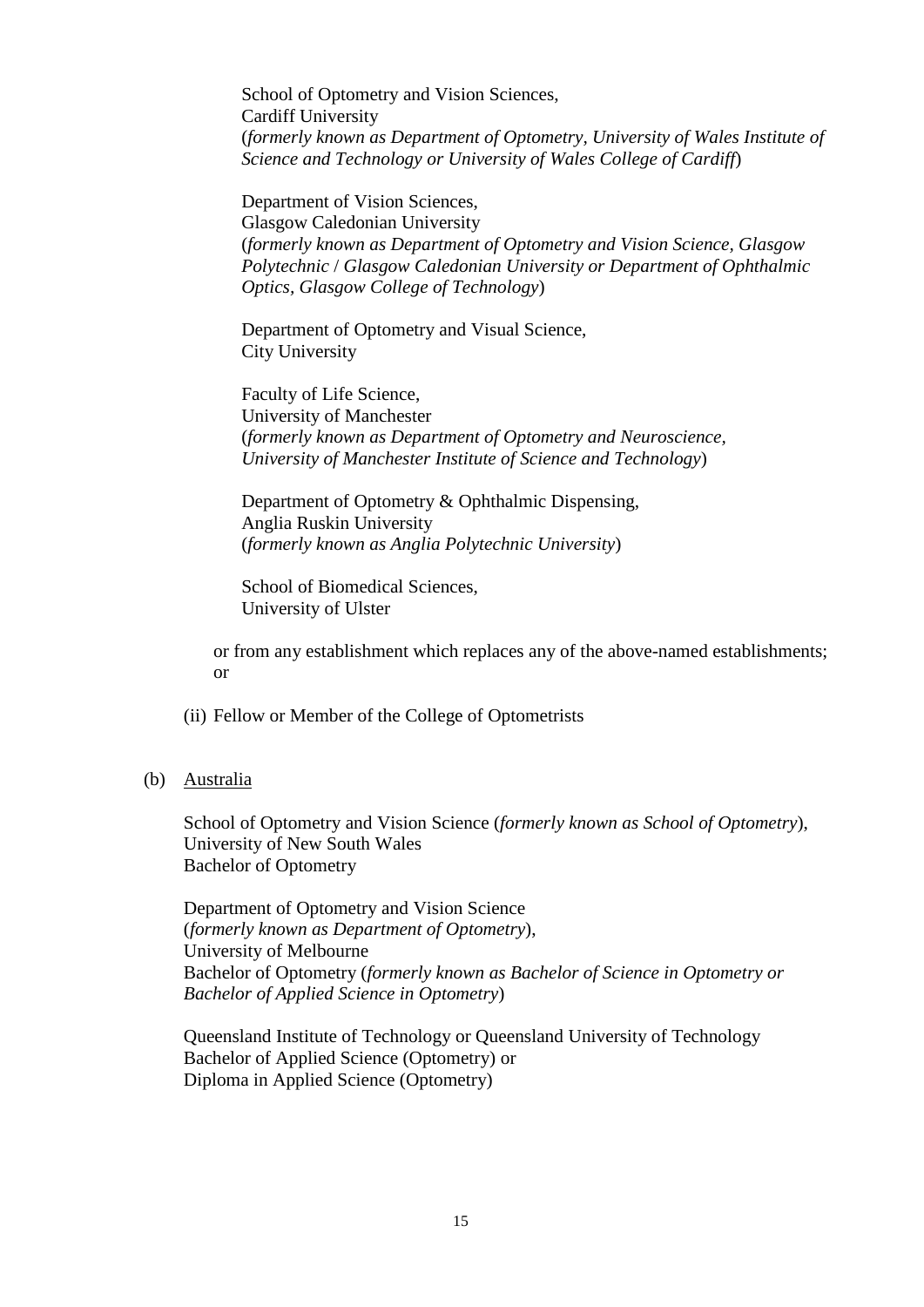School of Optometry and Vision Sciences,
Cardiff University
(*formerly known as Department of Optometry, University of Wales Institute of Science and Technology or University of Wales College of Cardiff*)

Department of Vision Sciences,
Glasgow Caledonian University
(*formerly known as Department of Optometry and Vision Science, Glasgow Polytechnic* / *Glasgow Caledonian University or Department of Ophthalmic Optics, Glasgow College of Technology*)

Department of Optometry and Visual Science,
City University

Faculty of Life Science,
University of Manchester
(*formerly known as Department of Optometry and Neuroscience, University of Manchester Institute of Science and Technology*)

Department of Optometry & Ophthalmic Dispensing,
Anglia Ruskin University
(*formerly known as Anglia Polytechnic University*)

School of Biomedical Sciences,
University of Ulster

or from any establishment which replaces any of the above-named establishments; or

(ii) Fellow or Member of the College of Optometrists

(b) Australia

School of Optometry and Vision Science (*formerly known as School of Optometry*),
University of New South Wales
Bachelor of Optometry

Department of Optometry and Vision Science
(*formerly known as Department of Optometry*),
University of Melbourne
Bachelor of Optometry (*formerly known as Bachelor of Science in Optometry or Bachelor of Applied Science in Optometry*)

Queensland Institute of Technology or Queensland University of Technology
Bachelor of Applied Science (Optometry) or
Diploma in Applied Science (Optometry)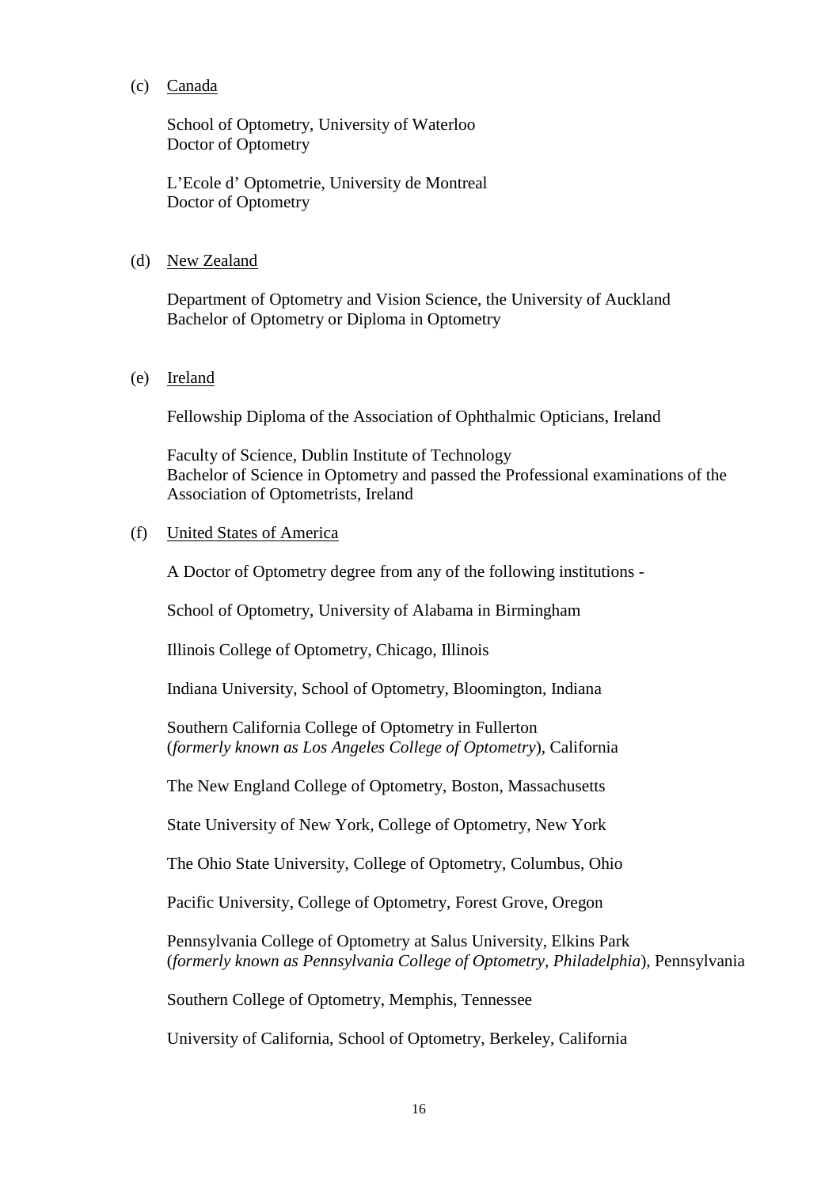(c) <u>Canada</u>

School of Optometry, University of Waterloo
Doctor of Optometry

L'Ecole d' Optometrie, University de Montreal
Doctor of Optometry

(d) <u>New Zealand</u>

Department of Optometry and Vision Science, the University of Auckland
Bachelor of Optometry or Diploma in Optometry

(e) <u>Ireland</u>

Fellowship Diploma of the Association of Ophthalmic Opticians, Ireland

Faculty of Science, Dublin Institute of Technology
Bachelor of Science in Optometry and passed the Professional examinations of the Association of Optometrists, Ireland

(f) <u>United States of America</u>

A Doctor of Optometry degree from any of the following institutions -

School of Optometry, University of Alabama in Birmingham

Illinois College of Optometry, Chicago, Illinois

Indiana University, School of Optometry, Bloomington, Indiana

Southern California College of Optometry in Fullerton
(*formerly known as Los Angeles College of Optometry*), California

The New England College of Optometry, Boston, Massachusetts

State University of New York, College of Optometry, New York

The Ohio State University, College of Optometry, Columbus, Ohio

Pacific University, College of Optometry, Forest Grove, Oregon

Pennsylvania College of Optometry at Salus University, Elkins Park
(*formerly known as Pennsylvania College of Optometry, Philadelphia*), Pennsylvania

Southern College of Optometry, Memphis, Tennessee

University of California, School of Optometry, Berkeley, California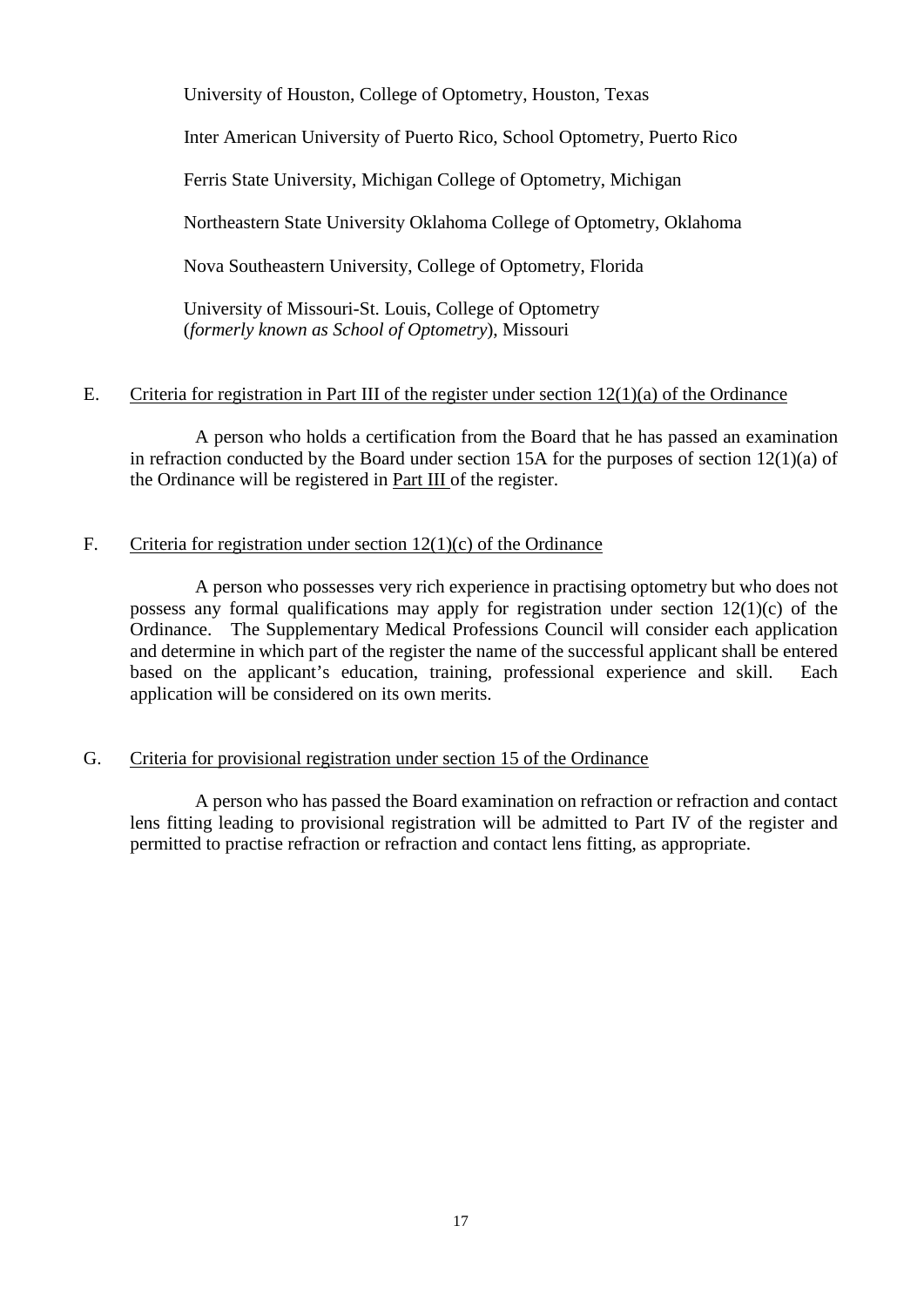University of Houston, College of Optometry, Houston, Texas

Inter American University of Puerto Rico, School Optometry, Puerto Rico

Ferris State University, Michigan College of Optometry, Michigan

Northeastern State University Oklahoma College of Optometry, Oklahoma

Nova Southeastern University, College of Optometry, Florida

University of Missouri-St. Louis, College of Optometry
(*formerly known as School of Optometry*), Missouri

E. Criteria for registration in Part III of the register under section 12(1)(a) of the Ordinance

A person who holds a certification from the Board that he has passed an examination in refraction conducted by the Board under section 15A for the purposes of section 12(1)(a) of the Ordinance will be registered in Part III of the register.

F. Criteria for registration under section 12(1)(c) of the Ordinance

A person who possesses very rich experience in practising optometry but who does not possess any formal qualifications may apply for registration under section 12(1)(c) of the Ordinance. The Supplementary Medical Professions Council will consider each application and determine in which part of the register the name of the successful applicant shall be entered based on the applicant's education, training, professional experience and skill. Each application will be considered on its own merits.

G. Criteria for provisional registration under section 15 of the Ordinance

A person who has passed the Board examination on refraction or refraction and contact lens fitting leading to provisional registration will be admitted to Part IV of the register and permitted to practise refraction or refraction and contact lens fitting, as appropriate.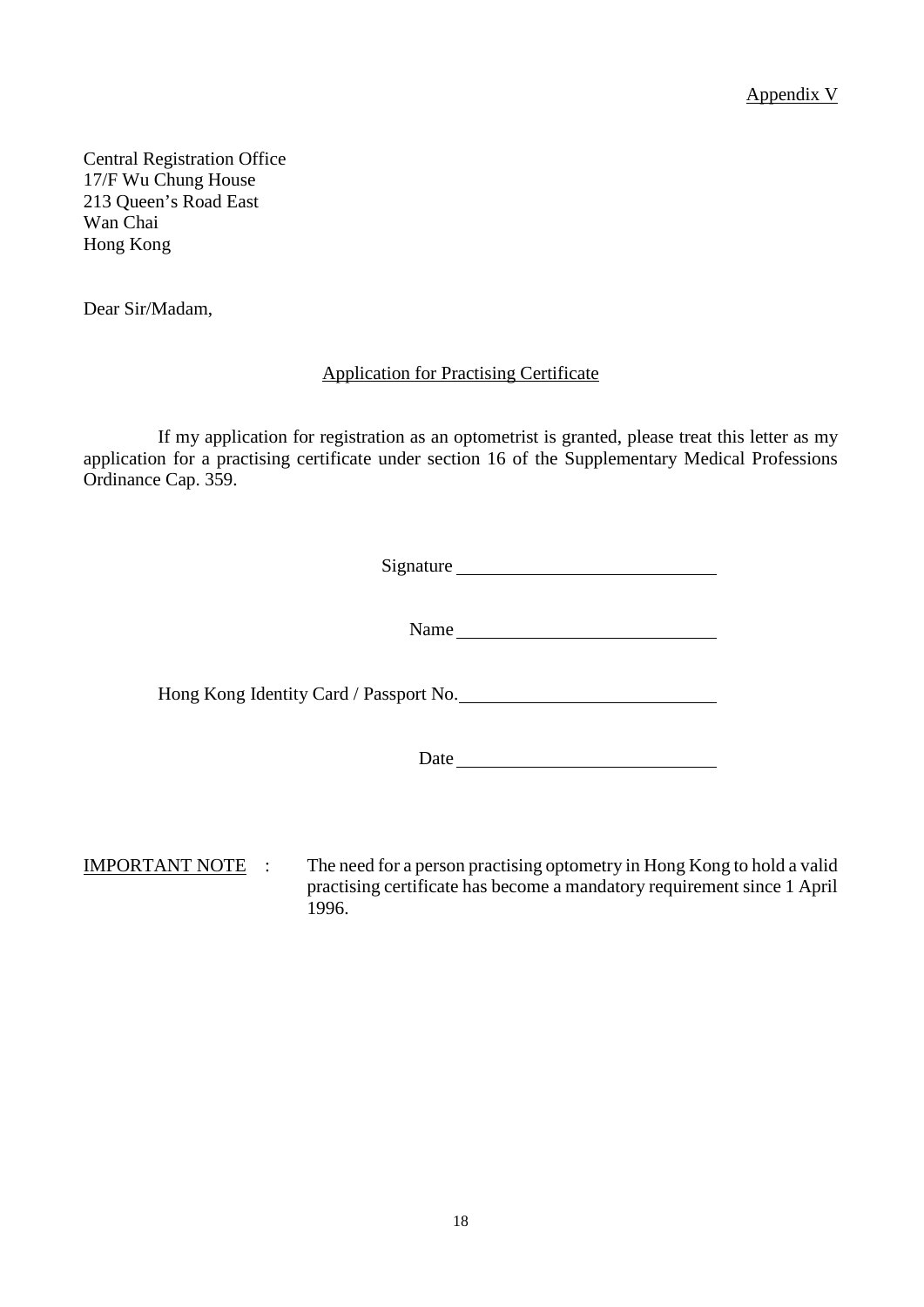Appendix V

Central Registration Office
17/F Wu Chung House
213 Queen's Road East
Wan Chai
Hong Kong

Dear Sir/Madam,

## Application for Practising Certificate

If my application for registration as an optometrist is granted, please treat this letter as my application for a practising certificate under section 16 of the Supplementary Medical Professions Ordinance Cap. 359.

Signature ____________________________

Name ____________________________

Hong Kong Identity Card / Passport No. ____________________________

Date ____________________________

IMPORTANT NOTE : The need for a person practising optometry in Hong Kong to hold a valid practising certificate has become a mandatory requirement since 1 April 1996.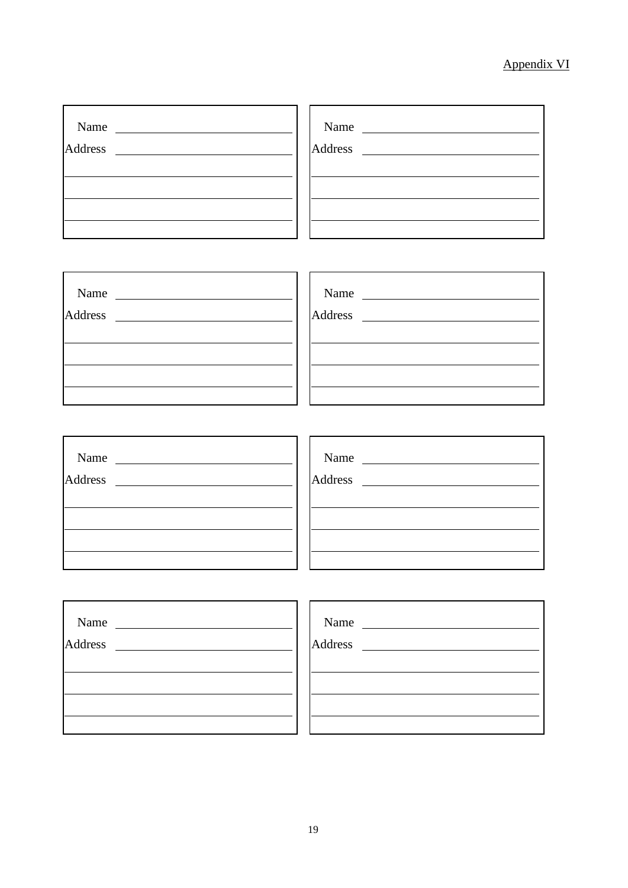Appendix VI

| Name ______________________ | Name ______________________ |
| --- | --- |
| Address ______________________ | Address ______________________ |
| ______________________ | ______________________ |
| ______________________ | ______________________ |
| ______________________ | ______________________ |

| Name ______________________ | Name ______________________ |
| --- | --- |
| Address ______________________ | Address ______________________ |
| ______________________ | ______________________ |
| ______________________ | ______________________ |
| ______________________ | ______________________ |

| Name ______________________ | Name ______________________ |
| --- | --- |
| Address ______________________ | Address ______________________ |
| ______________________ | ______________________ |
| ______________________ | ______________________ |
| ______________________ | ______________________ |

| Name ______________________ | Name ______________________ |
| --- | --- |
| Address ______________________ | Address ______________________ |
| ______________________ | ______________________ |
| ______________________ | ______________________ |
| ______________________ | ______________________ |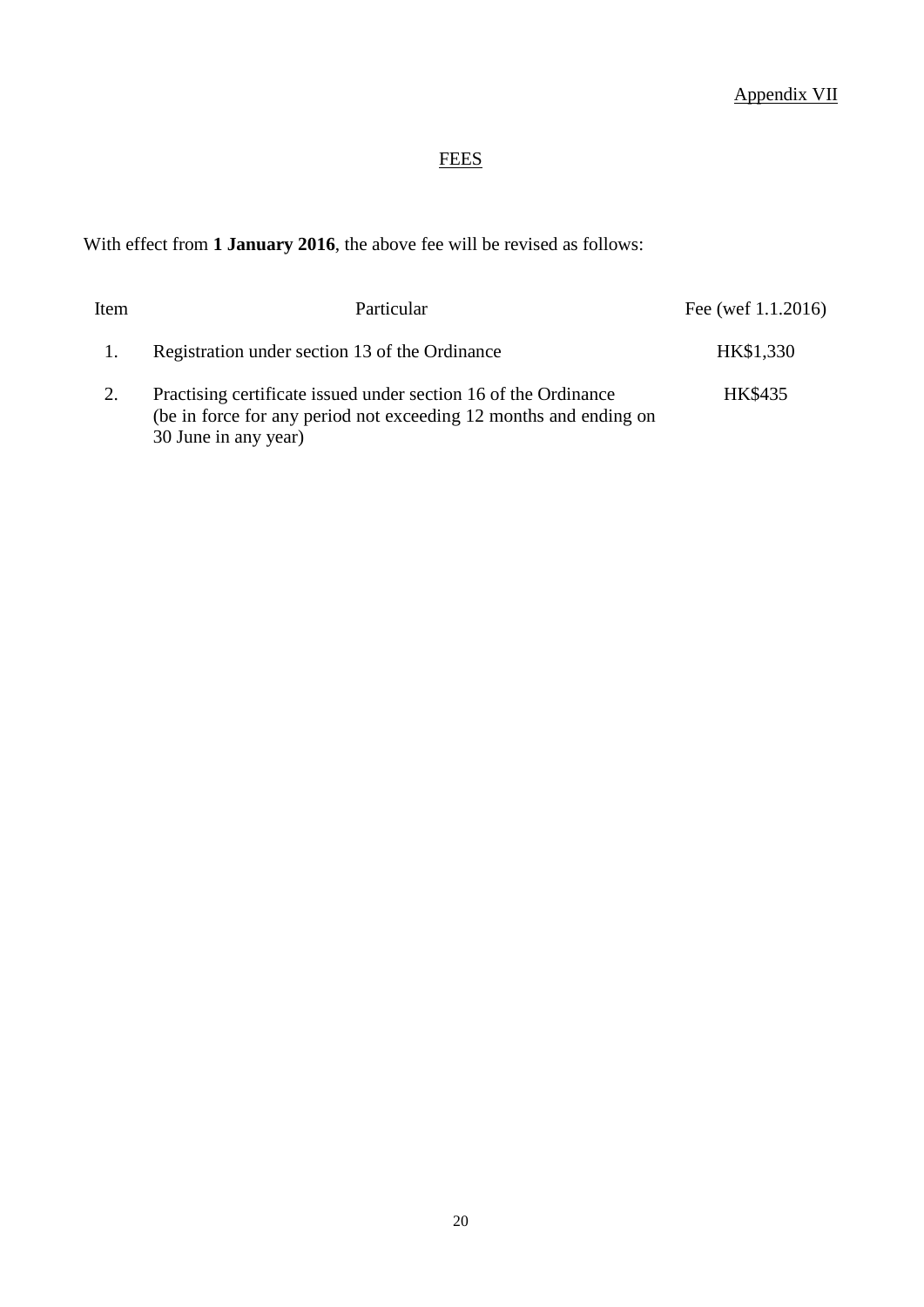Appendix VII

# FEES

With effect from **1 January 2016**, the above fee will be revised as follows:

| Item | Particular | Fee (wef 1.1.2016) |
| --- | --- | --- |
| 1. | Registration under section 13 of the Ordinance | HK$1,330 |
| 2. | Practising certificate issued under section 16 of the Ordinance (be in force for any period not exceeding 12 months and ending on 30 June in any year) | HK$435 |